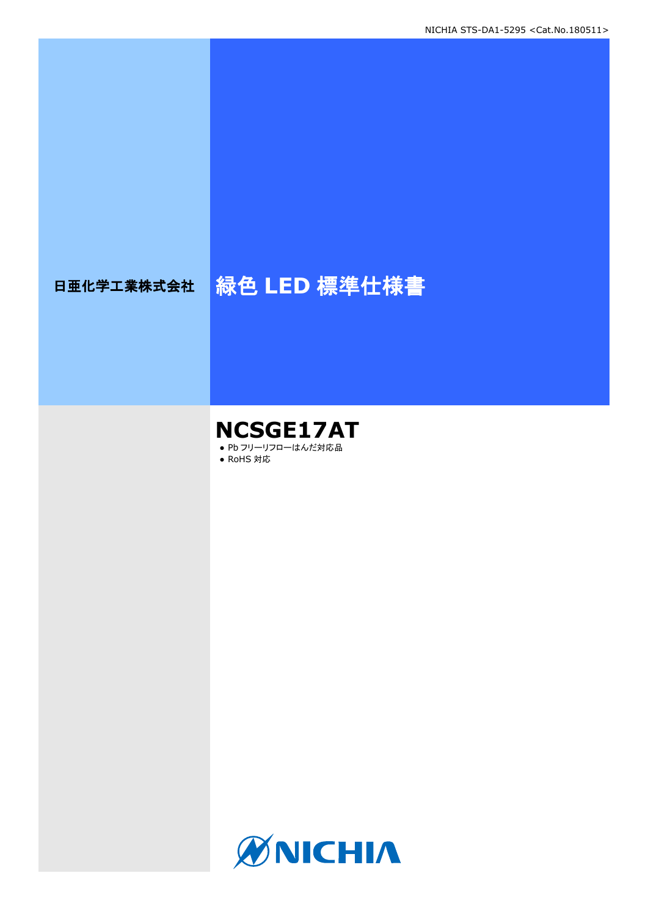日亜化学工業株式会社

# 緑色 LED 標準仕様書

## NCSGE17AT

- Pb フリーリフローはんだ対応品
- RoHS 対応

NICHIA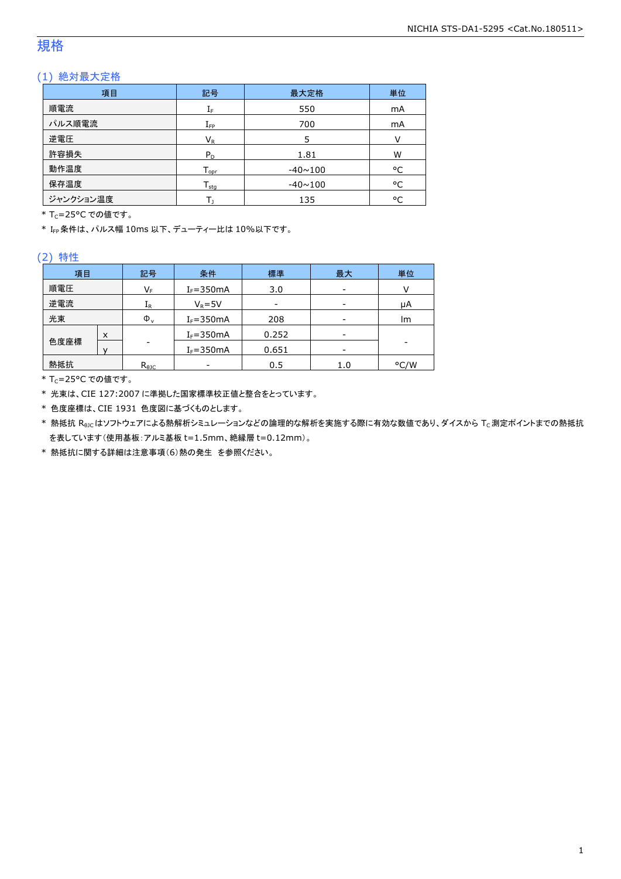# 規格

## (1) 絶対最大定格

| 項目 | 記号 | 最大定格 | 単位 |
|---|---|---|---|
| 順電流 | $I_F$ | 550 | mA |
| パルス順電流 | $I_{FP}$ | 700 | mA |
| 逆電圧 | $V_R$ | 5 | V |
| 許容損失 | $P_D$ | 1.81 | W |
| 動作温度 | $T_{opr}$ | -40~100 | °C |
| 保存温度 | $T_{stg}$ | -40~100 | °C |
| ジャンクション温度 | $T_J$ | 135 | °C |

\* $T_C$=25°C での値です。

\* $I_{FP}$ 条件は、パルス幅 10ms 以下、デューティー比は 10%以下です。

## (2) 特性

| 項目 | | 記号 | 条件 | 標準 | 最大 | 単位 |
|---|---|---|---|---|---|---|
| 順電圧 | | $V_F$ | $I_F$=350mA | 3.0 | - | V |
| 逆電流 | | $I_R$ | $V_R$=5V | - | - | μA |
| 光束 | | $\Phi_v$ | $I_F$=350mA | 208 | - | lm |
| 色度座標 | x | - | $I_F$=350mA | 0.252 | - | - |
| | y | | $I_F$=350mA | 0.651 | - | |
| 熱抵抗 | | $R_{\theta JC}$ | - | 0.5 | 1.0 | °C/W |

\* $T_C$=25°C での値です。

\* 光束は、CIE 127:2007 に準拠した国家標準校正値と整合をとっています。

\* 色度座標は、CIE 1931 色度図に基づくものとします。

\* 熱抵抗 $R_{\theta JC}$ はソフトウェアによる熱解析シミュレーションなどの論理的な解析を実施する際に有効な数値であり、ダイスから $T_C$ 測定ポイントまでの熱抵抗を表しています(使用基板:アルミ基板 t=1.5mm、絶縁層 t=0.12mm)。

\* 熱抵抗に関する詳細は注意事項(6)熱の発生 を参照ください。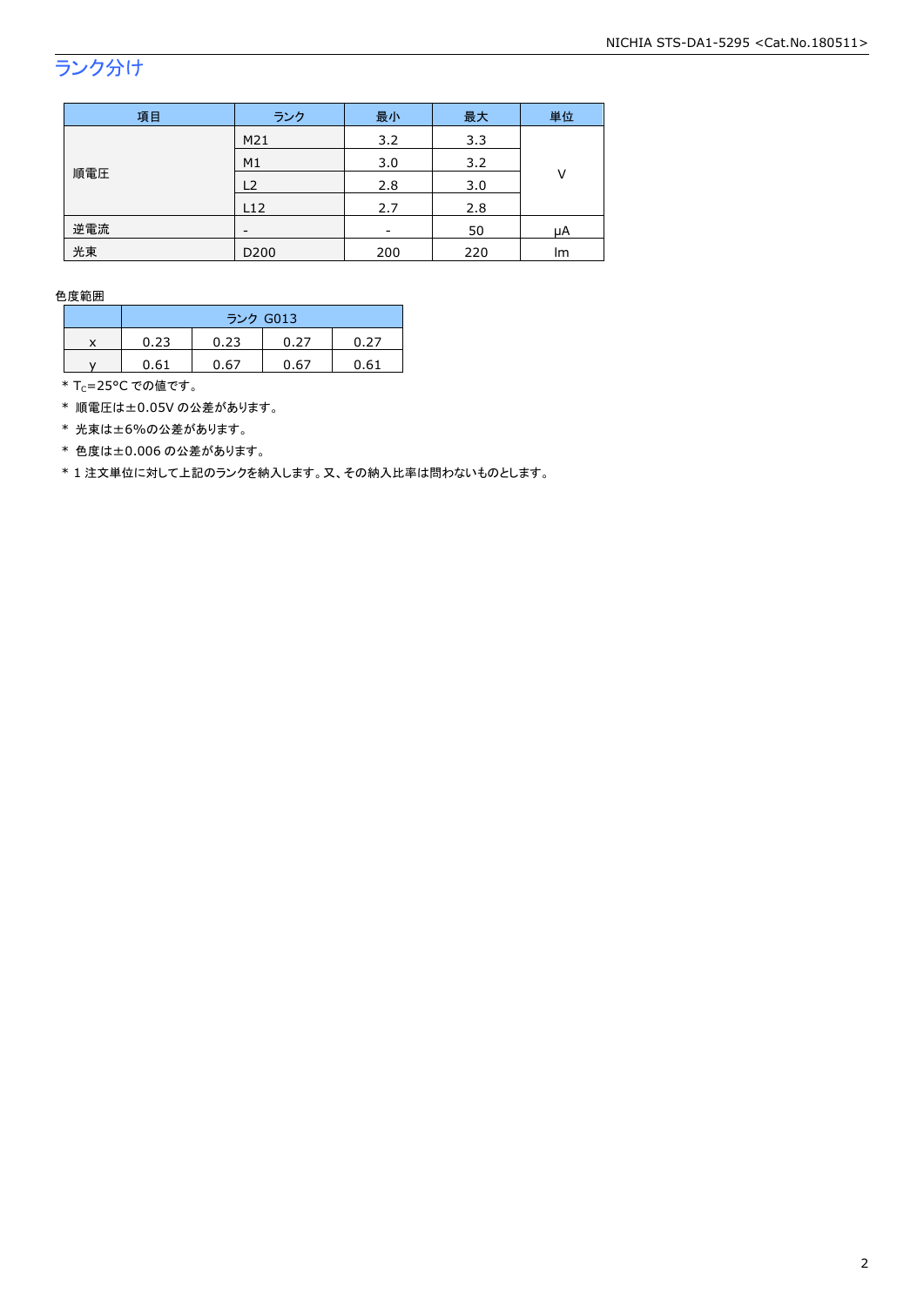## ランク分け

| 項目 | ランク | 最小 | 最大 | 単位 |
|---|---|---|---|---|
| 順電圧 | M21 | 3.2 | 3.3 | V |
| | M1 | 3.0 | 3.2 | |
| | L2 | 2.8 | 3.0 | |
| | L12 | 2.7 | 2.8 | |
| 逆電流 | - | - | 50 | μA |
| 光束 | D200 | 200 | 220 | lm |

色度範囲

| | ランク G013 | | | |
|---|---|---|---|---|
| x | 0.23 | 0.23 | 0.27 | 0.27 |
| y | 0.61 | 0.67 | 0.67 | 0.61 |

* $T_C$=25°C での値です。
* 順電圧は±0.05V の公差があります。
* 光束は±6%の公差があります。
* 色度は±0.006 の公差があります。
* 1 注文単位に対して上記のランクを納入します。又、その納入比率は問わないものとします。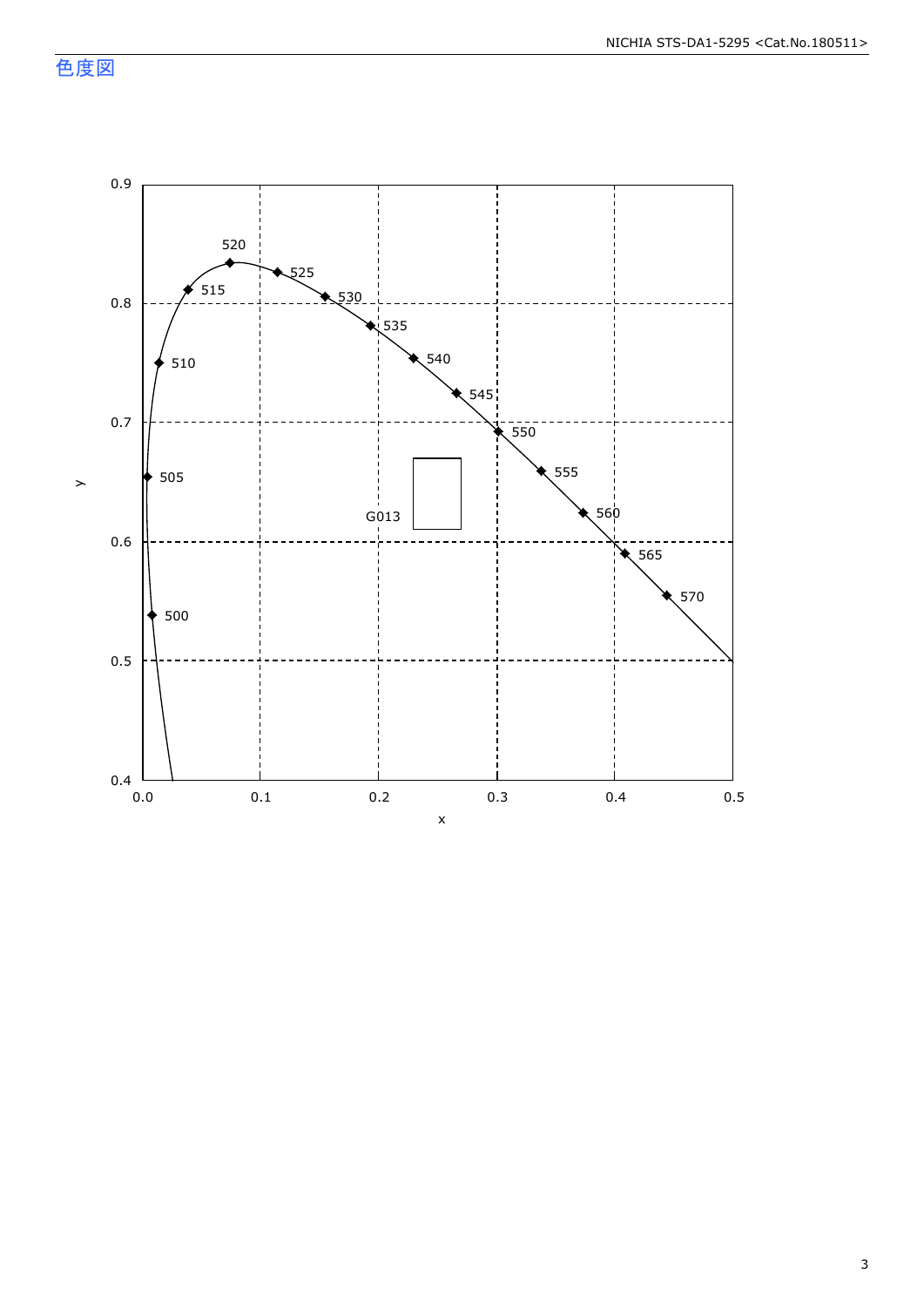## 色度図

y

0.9
0.8
0.7
0.6
0.5
0.4

0.0 0.1 0.2 0.3 0.4 0.5

x

520
525
515
530
535
510
540
545
550
505
555
G013
560
565
570
500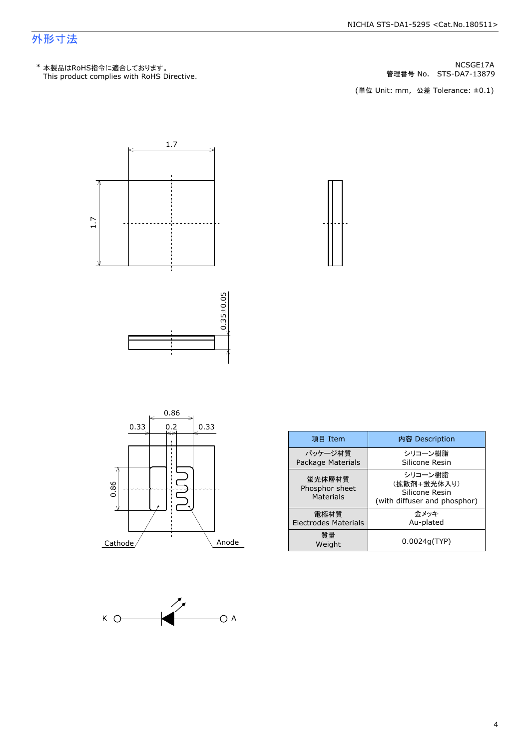## 外形寸法

\* 本製品はRoHS指令に適合しております。
This product complies with RoHS Directive.

NCSGE17A
管理番号 No.　STS-DA7-13879

(単位 Unit: mm,　公差 Tolerance: ±0.1)

1.7

1.7

0.35±0.05

0.86

0.33　0.2　0.33

0.86

Cathode　Anode

| 項目 Item | 内容 Description |
|---|---|
| パッケージ材質<br>Package Materials | シリコーン樹脂<br>Silicone Resin |
| 蛍光体層材質<br>Phosphor sheet<br>Materials | シリコーン樹脂<br>（拡散剤＋蛍光体入り）<br>Silicone Resin<br>(with diffuser and phosphor) |
| 電極材質<br>Electrodes Materials | 金メッキ<br>Au-plated |
| 質量<br>Weight | 0.0024g(TYP) |

K　A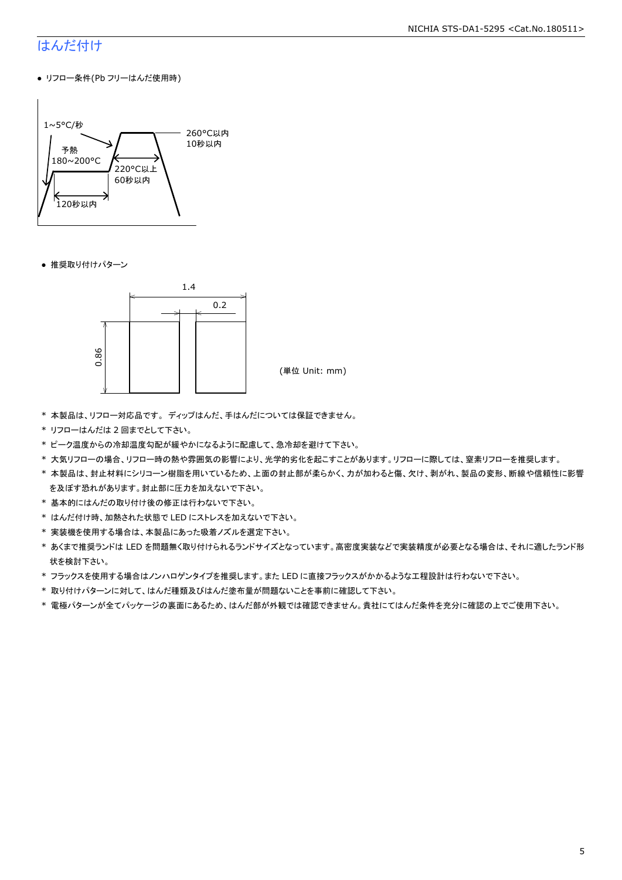# はんだ付け

- リフロー条件(Pb フリーはんだ使用時)

1~5°C/秒
予熱
180~200°C
120秒以内
220°C以上
60秒以内
260°C以内
10秒以内

- 推奨取り付けパターン

1.4
0.2
0.86

(単位 Unit: mm)

* 本製品は、リフロー対応品です。 ディップはんだ、手はんだについては保証できません。
* リフローはんだは 2 回までとして下さい。
* ピーク温度からの冷却温度勾配が緩やかになるように配慮して、急冷却を避けて下さい。
* 大気リフローの場合、リフロー時の熱や雰囲気の影響により、光学的劣化を起こすことがあります。リフローに際しては、窒素リフローを推奨します。
* 本製品は、封止材料にシリコーン樹脂を用いているため、上面の封止部が柔らかく、力が加わると傷、欠け、剥がれ、製品の変形、断線や信頼性に影響を及ぼす恐れがあります。封止部に圧力を加えないで下さい。
* 基本的にはんだの取り付け後の修正は行わないで下さい。
* はんだ付け時、加熱された状態で LED にストレスを加えないで下さい。
* 実装機を使用する場合は、本製品にあった吸着ノズルを選定下さい。
* あくまで推奨ランドは LED を問題無く取り付けられるランドサイズとなっています。高密度実装などで実装精度が必要となる場合は、それに適したランド形状を検討下さい。
* フラックスを使用する場合はノンハロゲンタイプを推奨します。また LED に直接フラックスがかかるような工程設計は行わないで下さい。
* 取り付けパターンに対して、はんだ種類及びはんだ塗布量が問題ないことを事前に確認して下さい。
* 電極パターンが全てパッケージの裏面にあるため、はんだ部が外観では確認できません。貴社にてはんだ条件を充分に確認の上でご使用下さい。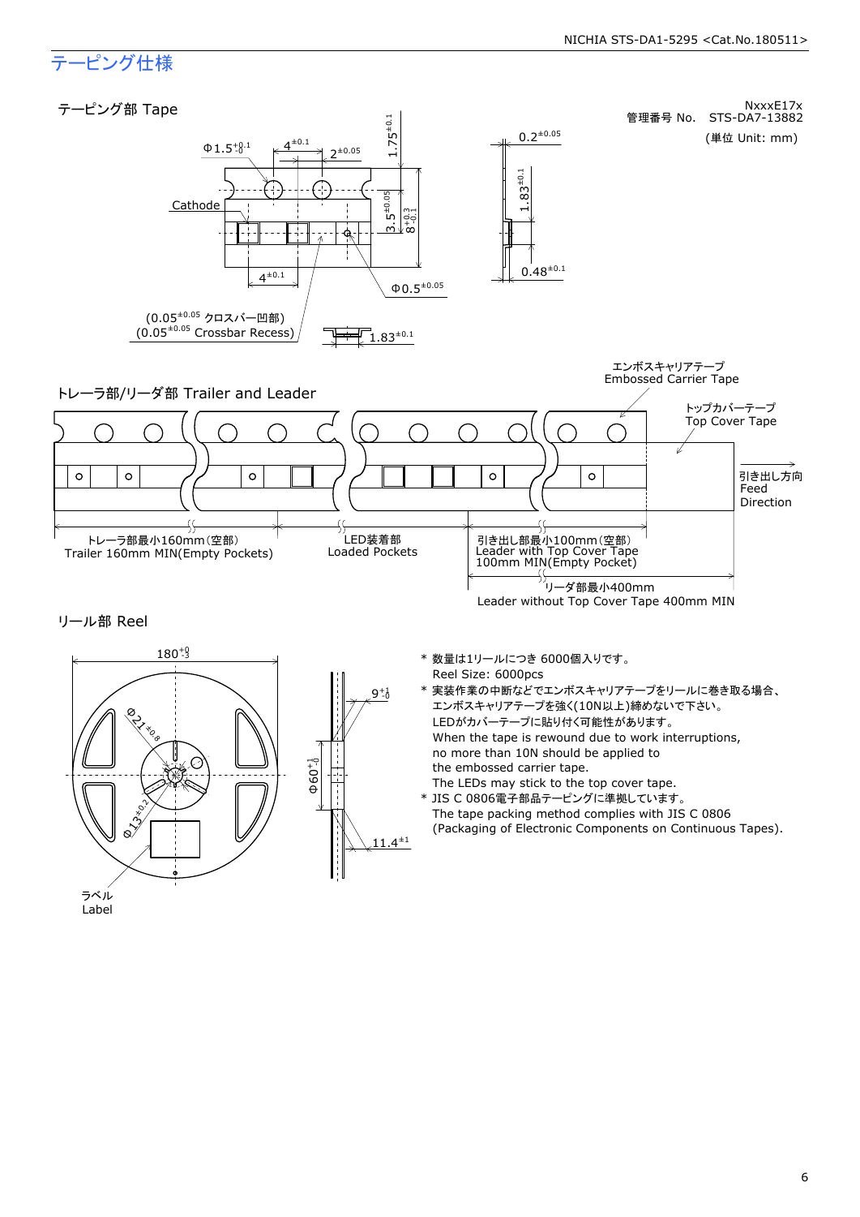# テーピング仕様

NxxxE17x

管理番号 No. STS-DA7-13882

(単位 Unit: mm)

## テーピング部 Tape

$\Phi 1.5^{+0.1}_{-0}$

$4^{\pm 0.1}$

$2^{\pm 0.05}$

$1.75^{\pm 0.1}$

$0.2^{\pm 0.05}$

Cathode

$3.5^{\pm 0.05}$

$8^{+0.3}_{-0.1}$

$1.83^{\pm 0.1}$

$0.48^{\pm 0.1}$

$4^{\pm 0.1}$

$\Phi 0.5^{\pm 0.05}$

($0.05^{\pm 0.05}$ クロスバー凹部)
($0.05^{\pm 0.05}$ Crossbar Recess)

$1.83^{\pm 0.1}$

## トレーラ部/リーダ部 Trailer and Leader

エンボスキャリアテープ
Embossed Carrier Tape

トップカバーテープ
Top Cover Tape

引き出し方向
Feed
Direction

トレーラ部最小160mm(空部)
Trailer 160mm MIN(Empty Pockets)

LED装着部
Loaded Pockets

引き出し部最小100mm(空部)
Leader with Top Cover Tape
100mm MIN(Empty Pocket)

リーダ部最小400mm
Leader without Top Cover Tape 400mm MIN

## リール部 Reel

$180^{+0}_{-3}$

$\Phi 21^{\pm 0.8}$

$\Phi 13^{\pm 0.2}$

$9^{+1}_{-0}$

$\Phi 60^{+1}_{-0}$

$11.4^{\pm 1}$

ラベル
Label

\* 数量は1リールにつき 6000個入りです。
Reel Size: 6000pcs

\* 実装作業の中断などでエンボスキャリアテープをリールに巻き取る場合、
エンボスキャリアテープを強く(10N以上)締めないで下さい。
LEDがカバーテープに貼り付く可能性があります。
When the tape is rewound due to work interruptions,
no more than 10N should be applied to
the embossed carrier tape.
The LEDs may stick to the top cover tape.

\* JIS C 0806電子部品テーピングに準拠しています。
The tape packing method complies with JIS C 0806
(Packaging of Electronic Components on Continuous Tapes).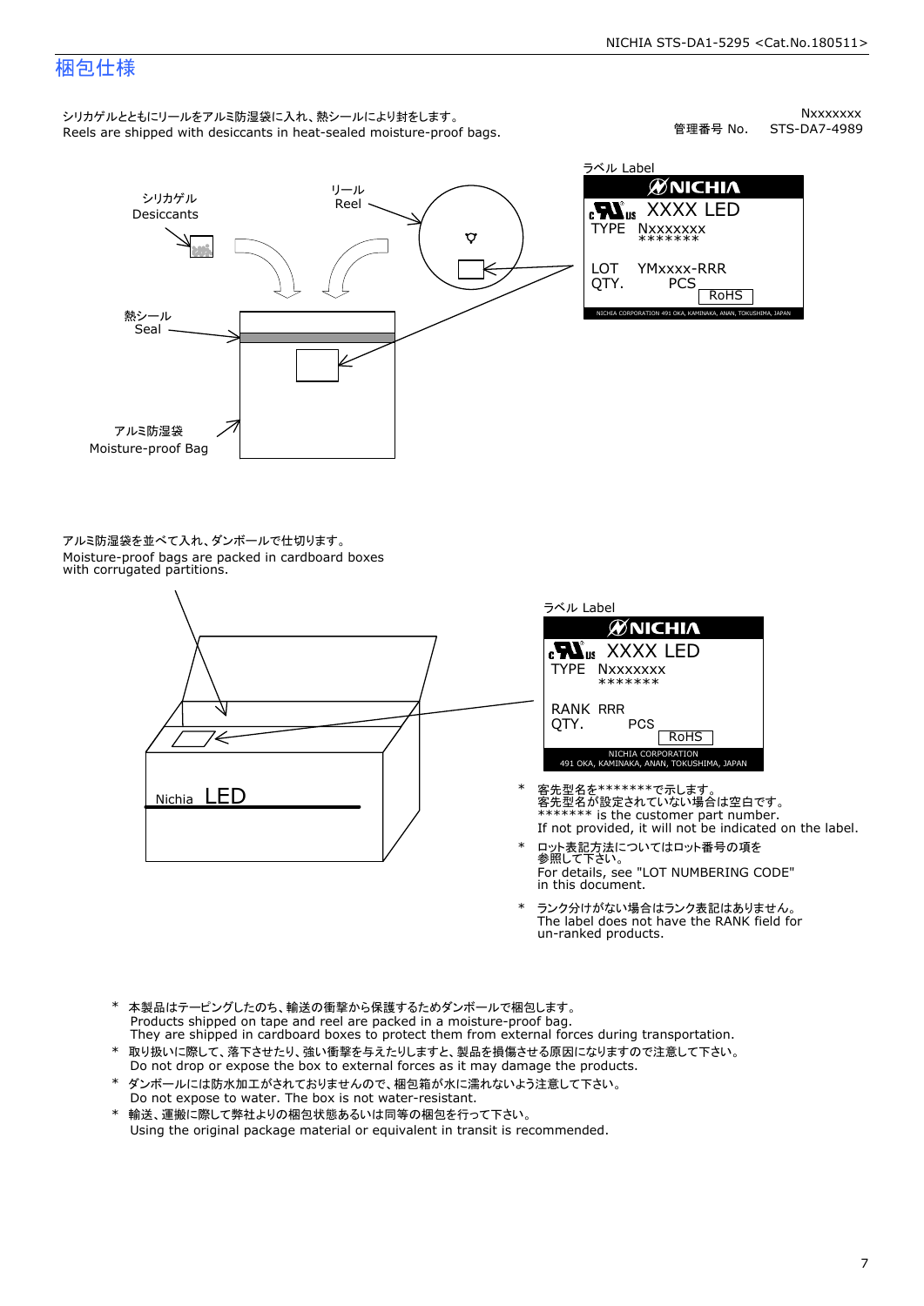# 梱包仕様

管理番号 No. Nxxxxxxx STS-DA7-4989

シリカゲルとともにリールをアルミ防湿袋に入れ、熱シールにより封をします。
Reels are shipped with desiccants in heat-sealed moisture-proof bags.

シリカゲル Desiccants

リール Reel

熱シール Seal

アルミ防湿袋 Moisture-proof Bag

ラベル Label

NICHIA
XXXX LED
TYPE Nxxxxxxx
*******
LOT YMxxxx-RRR
QTY. PCS
RoHS
NICHIA CORPORATION 491 OKA, KAMINAKA, ANAN, TOKUSHIMA, JAPAN

アルミ防湿袋を並べて入れ、ダンボールで仕切ります。
Moisture-proof bags are packed in cardboard boxes with corrugated partitions.

Nichia LED

ラベル Label

NICHIA
XXXX LED
TYPE Nxxxxxxx
*******
RANK RRR
QTY. PCS
RoHS
NICHIA CORPORATION
491 OKA, KAMINAKA, ANAN, TOKUSHIMA, JAPAN

- \* 客先型名を*******で示します。
  客先型名が設定されていない場合は空白です。
  ******* is the customer part number.
  If not provided, it will not be indicated on the label.
- \* ロット表記方法についてはロット番号の項を参照して下さい。
  For details, see "LOT NUMBERING CODE" in this document.
- \* ランク分けがない場合はランク表記はありません。
  The label does not have the RANK field for un-ranked products.

---

- \* 本製品はテーピングしたのち、輸送の衝撃から保護するためダンボールで梱包します。
  Products shipped on tape and reel are packed in a moisture-proof bag.
  They are shipped in cardboard boxes to protect them from external forces during transportation.
- \* 取り扱いに際して、落下させたり、強い衝撃を与えたりしますと、製品を損傷させる原因になりますので注意して下さい。
  Do not drop or expose the box to external forces as it may damage the products.
- \* ダンボールには防水加工がされておりませんので、梱包箱が水に濡れないよう注意して下さい。
  Do not expose to water. The box is not water-resistant.
- \* 輸送、運搬に際して弊社よりの梱包状態あるいは同等の梱包を行って下さい。
  Using the original package material or equivalent in transit is recommended.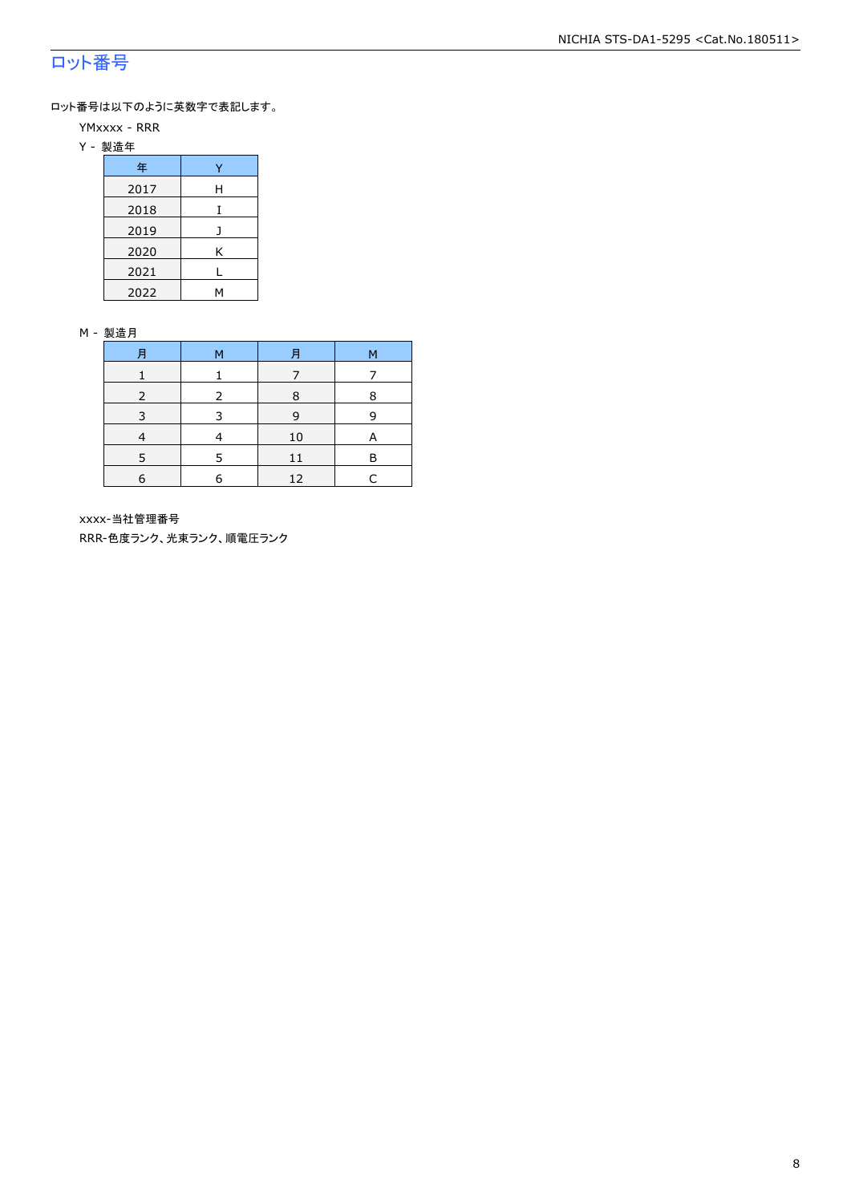# ロット番号

ロット番号は以下のように英数字で表記します。

YMxxxx - RRR

Y - 製造年

| 年 | Y |
|---|---|
| 2017 | H |
| 2018 | I |
| 2019 | J |
| 2020 | K |
| 2021 | L |
| 2022 | M |

M - 製造月

| 月 | M | 月 | M |
|---|---|---|---|
| 1 | 1 | 7 | 7 |
| 2 | 2 | 8 | 8 |
| 3 | 3 | 9 | 9 |
| 4 | 4 | 10 | A |
| 5 | 5 | 11 | B |
| 6 | 6 | 12 | C |

xxxx-当社管理番号

RRR-色度ランク、光束ランク、順電圧ランク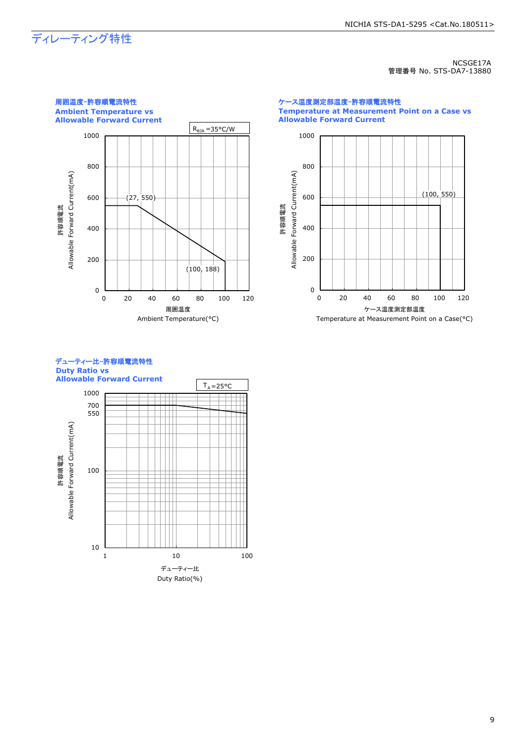# ディレーティング特性

NCSGE17A
管理番号 No. STS-DA7-13880

**周囲温度-許容順電流特性**
**Ambient Temperature vs Allowable Forward Current**

$R_{\theta JA}$ =35°C/W

許容順電流 Allowable Forward Current(mA)

(27, 550)

(100, 188)

周囲温度 Ambient Temperature(°C)

**ケース温度測定部温度-許容順電流特性**
**Temperature at Measurement Point on a Case vs Allowable Forward Current**

許容順電流 Allowable Forward Current(mA)

(100, 550)

ケース温度測定部温度 Temperature at Measurement Point on a Case(°C)

**デューティー比-許容順電流特性**
**Duty Ratio vs Allowable Forward Current**

$T_A$=25°C

許容順電流 Allowable Forward Current(mA)

デューティー比 Duty Ratio(%)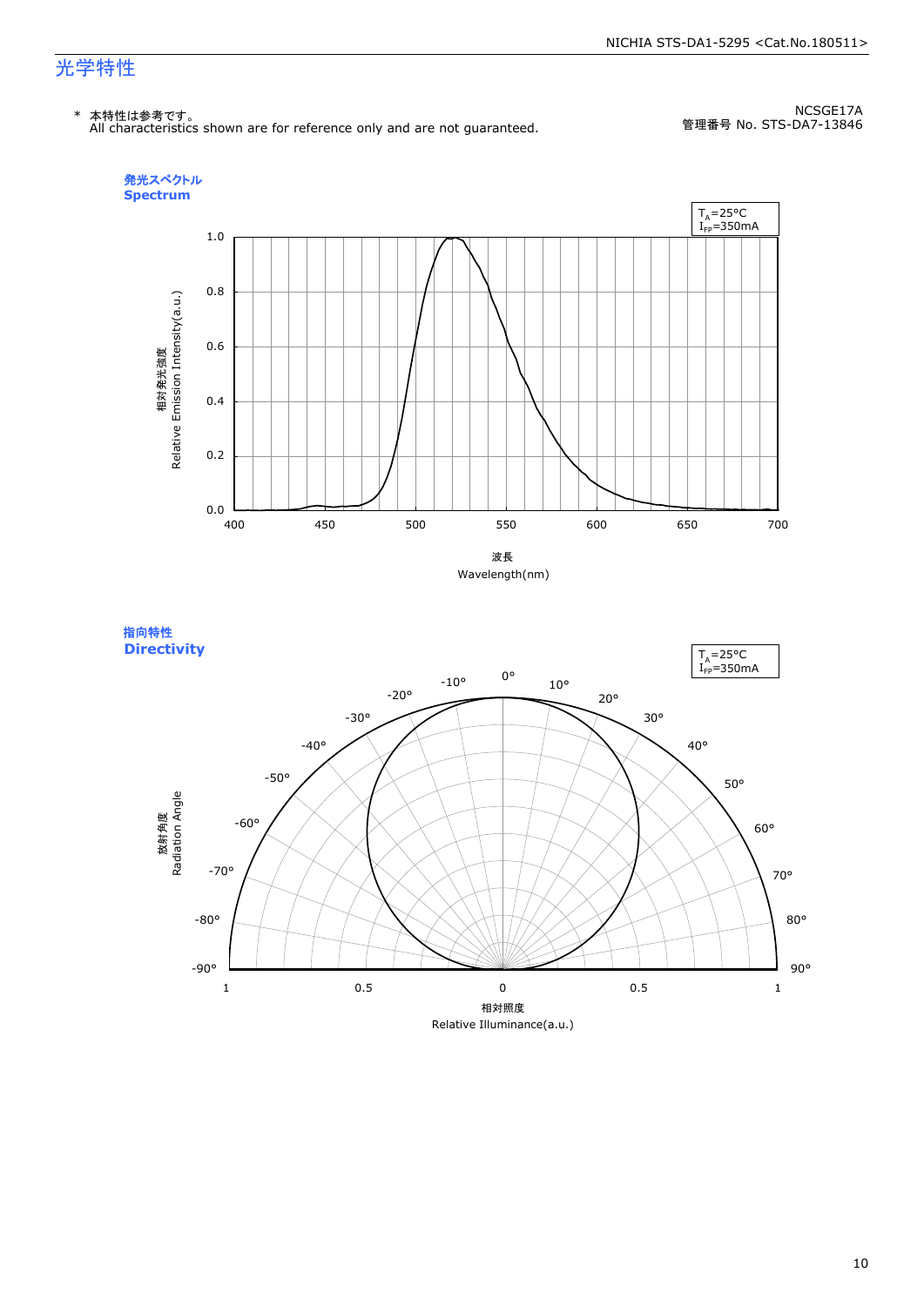# 光学特性

\* 本特性は参考です。
All characteristics shown are for reference only and are not guaranteed.

NCSGE17A
管理番号 No. STS-DA7-13846

### 発光スペクトル
### Spectrum

$T_A$=25°C
$I_{FP}$=350mA

相対発光強度
Relative Emission Intensity(a.u.)

1.0
0.8
0.6
0.4
0.2
0.0

400 450 500 550 600 650 700

波長
Wavelength(nm)

### 指向特性
### Directivity

$T_A$=25°C
$I_{FP}$=350mA

放射角度
Radiation Angle

0° 10° 20° 30° 40° 50° 60° 70° 80° 90°
-10° -20° -30° -40° -50° -60° -70° -80° -90°

1 0.5 0 0.5 1

相対照度
Relative Illuminance(a.u.)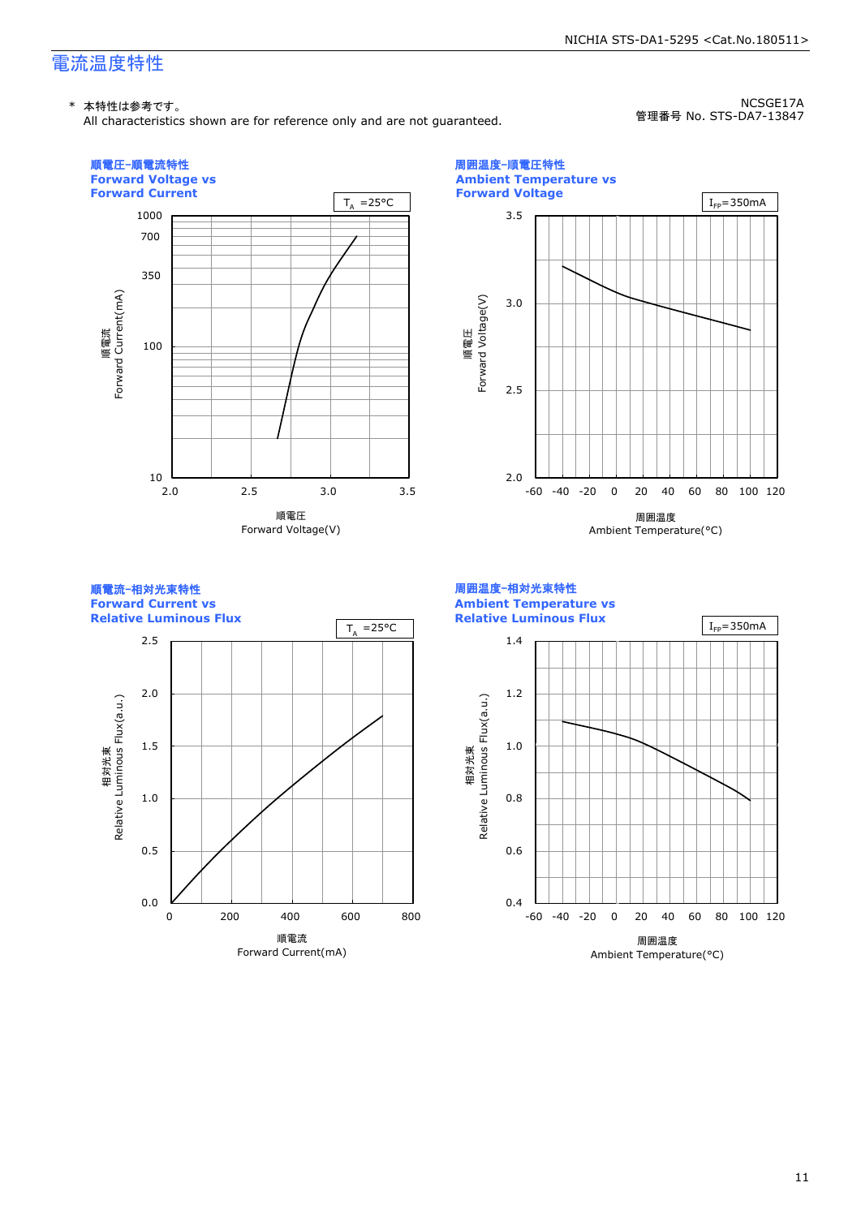# 電流温度特性

\* 本特性は参考です。
All characteristics shown are for reference only and are not guaranteed.

NCSGE17A
管理番号 No. STS-DA7-13847

**順電圧-順電流特性**
**Forward Voltage vs Forward Current**

$T_A$ =25°C

順電流 Forward Current(mA): 10, 100, 350, 700, 1000

順電圧 Forward Voltage(V): 2.0, 2.5, 3.0, 3.5

**周囲温度-順電圧特性**
**Ambient Temperature vs Forward Voltage**

$I_{FP}$=350mA

順電圧 Forward Voltage(V): 2.0, 2.5, 3.0, 3.5

周囲温度 Ambient Temperature(°C): -60, -40, -20, 0, 20, 40, 60, 80, 100, 120

**順電流-相対光束特性**
**Forward Current vs Relative Luminous Flux**

$T_A$ =25°C

相対光束 Relative Luminous Flux(a.u.): 0.0, 0.5, 1.0, 1.5, 2.0, 2.5

順電流 Forward Current(mA): 0, 200, 400, 600, 800

**周囲温度-相対光束特性**
**Ambient Temperature vs Relative Luminous Flux**

$I_{FP}$=350mA

相対光束 Relative Luminous Flux(a.u.): 0.4, 0.6, 0.8, 1.0, 1.2, 1.4

周囲温度 Ambient Temperature(°C): -60, -40, -20, 0, 20, 40, 60, 80, 100, 120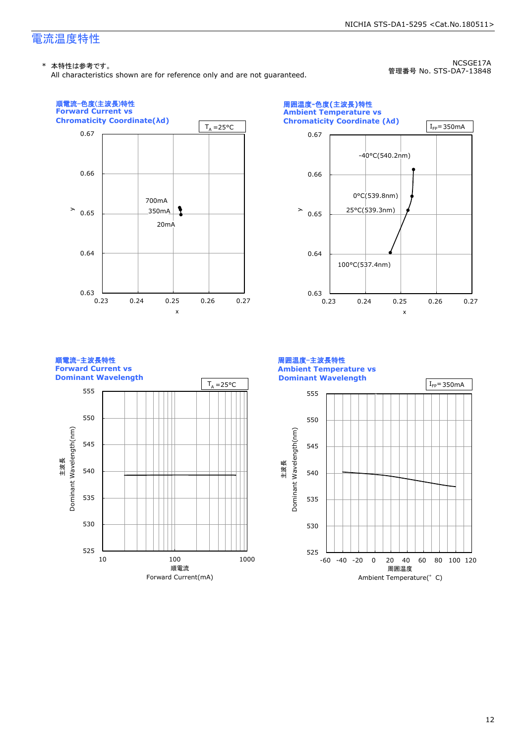# 電流温度特性

\* 本特性は参考です。
All characteristics shown are for reference only and are not guaranteed.

NCSGE17A
管理番号 No. STS-DA7-13848

### 順電流-色度(主波長)特性
### Forward Current vs Chromaticity Coordinate(λd)

$T_A$=25°C

y: 0.63, 0.64, 0.65, 0.66, 0.67
x: 0.23, 0.24, 0.25, 0.26, 0.27

700mA
350mA
20mA

### 周囲温度-色度(主波長)特性
### Ambient Temperature vs Chromaticity Coordinate (λd)

$I_{FP}$= 350mA

y: 0.63, 0.64, 0.65, 0.66, 0.67
x: 0.23, 0.24, 0.25, 0.26, 0.27

-40°C(540.2nm)
0°C(539.8nm)
25°C(539.3nm)
100°C(537.4nm)

### 順電流-主波長特性
### Forward Current vs Dominant Wavelength

$T_A$=25°C

主波長 Dominant Wavelength(nm): 525, 530, 535, 540, 545, 550, 555

順電流 Forward Current(mA): 10, 100, 1000

### 周囲温度-主波長特性
### Ambient Temperature vs Dominant Wavelength

$I_{FP}$= 350mA

主波長 Dominant Wavelength(nm): 525, 530, 535, 540, 545, 550, 555

周囲温度 Ambient Temperature(°C): -60, -40, -20, 0, 20, 40, 60, 80, 100, 120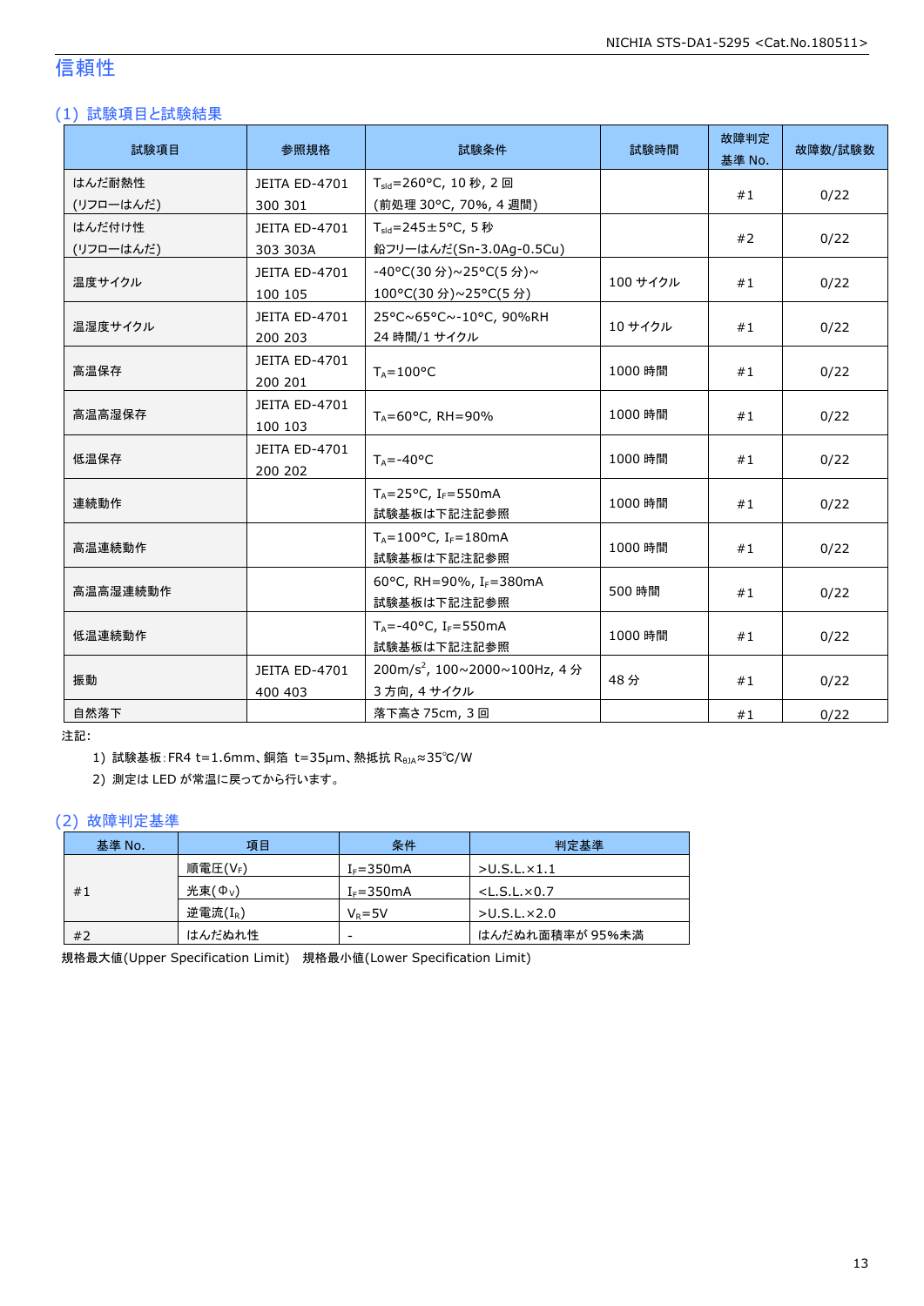# 信頼性

## (1) 試験項目と試験結果

| 試験項目 | 参照規格 | 試験条件 | 試験時間 | 故障判定基準 No. | 故障数/試験数 |
|---|---|---|---|---|---|
| はんだ耐熱性 (リフローはんだ) | JEITA ED-4701 300 301 | $T_{sld}$=260°C, 10 秒, 2 回 (前処理 30°C, 70%, 4 週間) | | #1 | 0/22 |
| はんだ付け性 (リフローはんだ) | JEITA ED-4701 303 303A | $T_{sld}$=245±5°C, 5 秒 鉛フリーはんだ(Sn-3.0Ag-0.5Cu) | | #2 | 0/22 |
| 温度サイクル | JEITA ED-4701 100 105 | -40°C(30 分)~25°C(5 分)~ 100°C(30 分)~25°C(5 分) | 100 サイクル | #1 | 0/22 |
| 温湿度サイクル | JEITA ED-4701 200 203 | 25°C~65°C~-10°C, 90%RH 24 時間/1 サイクル | 10 サイクル | #1 | 0/22 |
| 高温保存 | JEITA ED-4701 200 201 | $T_A$=100°C | 1000 時間 | #1 | 0/22 |
| 高温高湿保存 | JEITA ED-4701 100 103 | $T_A$=60°C, RH=90% | 1000 時間 | #1 | 0/22 |
| 低温保存 | JEITA ED-4701 200 202 | $T_A$=-40°C | 1000 時間 | #1 | 0/22 |
| 連続動作 | | $T_A$=25°C, $I_F$=550mA 試験基板は下記注記参照 | 1000 時間 | #1 | 0/22 |
| 高温連続動作 | | $T_A$=100°C, $I_F$=180mA 試験基板は下記注記参照 | 1000 時間 | #1 | 0/22 |
| 高温高湿連続動作 | | 60°C, RH=90%, $I_F$=380mA 試験基板は下記注記参照 | 500 時間 | #1 | 0/22 |
| 低温連続動作 | | $T_A$=-40°C, $I_F$=550mA 試験基板は下記注記参照 | 1000 時間 | #1 | 0/22 |
| 振動 | JEITA ED-4701 400 403 | 200m/s$^2$, 100~2000~100Hz, 4 分 3 方向, 4 サイクル | 48 分 | #1 | 0/22 |
| 自然落下 | | 落下高さ 75cm, 3 回 | | #1 | 0/22 |

注記:

1) 試験基板:FR4 t=1.6mm、銅箔 t=35µm、熱抵抗 $R_{\theta JA}$≈35℃/W
2) 測定は LED が常温に戻ってから行います。

## (2) 故障判定基準

| 基準 No. | 項目 | 条件 | 判定基準 |
|---|---|---|---|
| #1 | 順電圧($V_F$) | $I_F$=350mA | >U.S.L.×1.1 |
| | 光束($\Phi_V$) | $I_F$=350mA | <L.S.L.×0.7 |
| | 逆電流($I_R$) | $V_R$=5V | >U.S.L.×2.0 |
| #2 | はんだぬれ性 | - | はんだぬれ面積率が 95%未満 |

規格最大値(Upper Specification Limit)　規格最小値(Lower Specification Limit)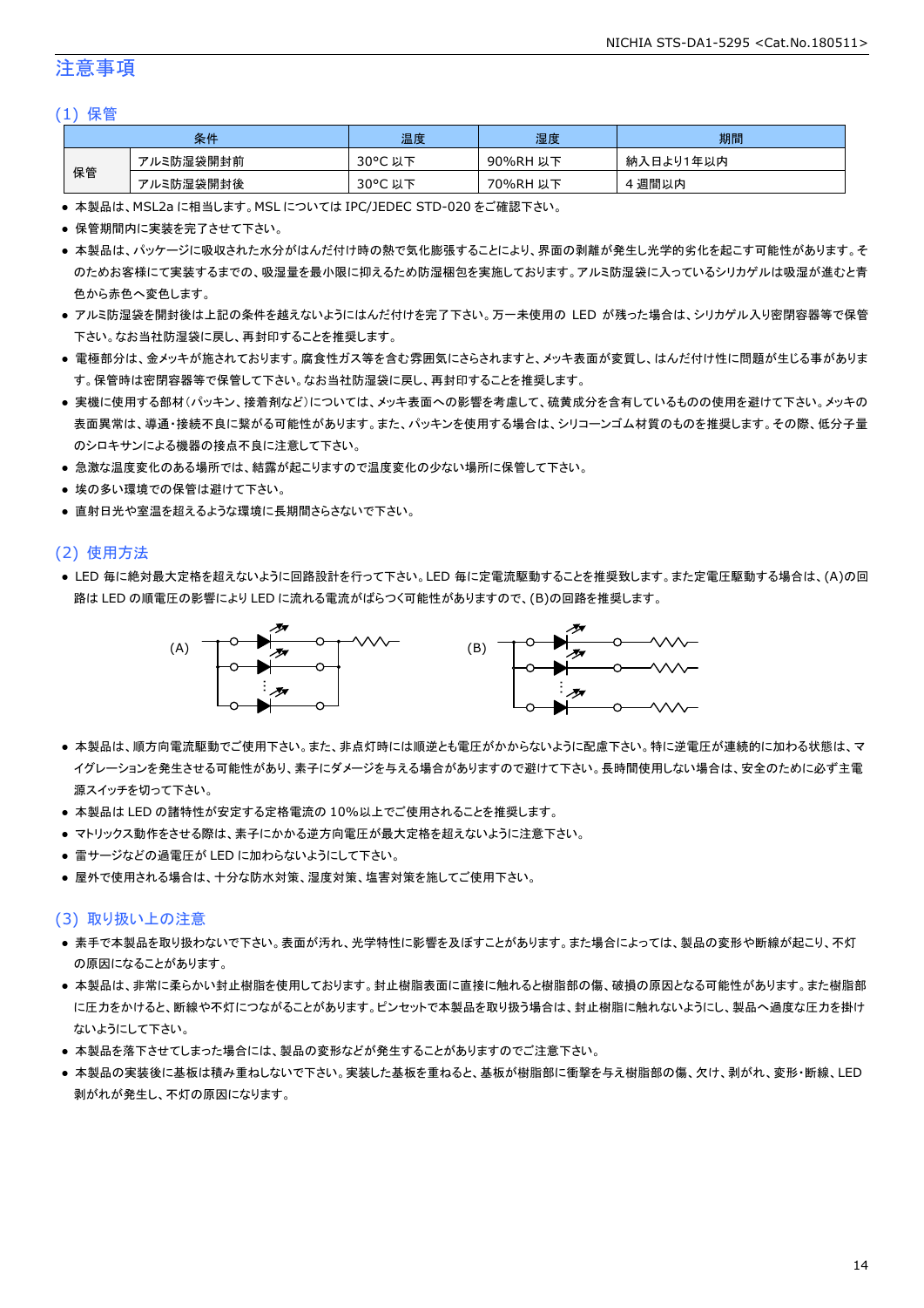# 注意事項

## (1) 保管

| 条件 | | 温度 | 湿度 | 期間 |
|---|---|---|---|---|
| 保管 | アルミ防湿袋開封前 | 30°C 以下 | 90%RH 以下 | 納入日より1年以内 |
| | アルミ防湿袋開封後 | 30°C 以下 | 70%RH 以下 | 4 週間以内 |

- 本製品は、MSL2a に相当します。MSL については IPC/JEDEC STD-020 をご確認下さい。
- 保管期間内に実装を完了させて下さい。
- 本製品は、パッケージに吸収された水分がはんだ付け時の熱で気化膨張することにより、界面の剥離が発生し光学的劣化を起こす可能性があります。そのためお客様にて実装するまでの、吸湿量を最小限に抑えるため防湿梱包を実施しております。アルミ防湿袋に入っているシリカゲルは吸湿が進むと青色から赤色へ変色します。
- アルミ防湿袋を開封後は上記の条件を越えないようにはんだ付けを完了下さい。万一未使用の LED が残った場合は、シリカゲル入り密閉容器等で保管下さい。なお当社防湿袋に戻し、再封印することを推奨します。
- 電極部分は、金メッキが施されております。腐食性ガス等を含む雰囲気にさらされますと、メッキ表面が変質し、はんだ付け性に問題が生じる事があります。保管時は密閉容器等で保管して下さい。なお当社防湿袋に戻し、再封印することを推奨します。
- 実機に使用する部材(パッキン、接着剤など)については、メッキ表面への影響を考慮して、硫黄成分を含有しているものの使用を避けて下さい。メッキの表面異常は、導通・接続不良に繋がる可能性があります。また、パッキンを使用する場合は、シリコーンゴム材質のものを推奨します。その際、低分子量のシロキサンによる機器の接点不良に注意して下さい。
- 急激な温度変化のある場所では、結露が起こりますので温度変化の少ない場所に保管して下さい。
- 埃の多い環境での保管は避けて下さい。
- 直射日光や室温を超えるような環境に長期間さらさないで下さい。

## (2) 使用方法

- LED 毎に絶対最大定格を超えないように回路設計を行って下さい。LED 毎に定電流駆動することを推奨致します。また定電圧駆動する場合は、(A)の回路は LED の順電圧の影響により LED に流れる電流がばらつく可能性がありますので、(B)の回路を推奨します。

(A) (B)

- 本製品は、順方向電流駆動でご使用下さい。また、非点灯時には順逆とも電圧がかからないように配慮下さい。特に逆電圧が連続的に加わる状態は、マイグレーションを発生させる可能性があり、素子にダメージを与える場合がありますので避けて下さい。長時間使用しない場合は、安全のために必ず主電源スイッチを切って下さい。
- 本製品は LED の諸特性が安定する定格電流の 10%以上でご使用されることを推奨します。
- マトリックス動作をさせる際は、素子にかかる逆方向電圧が最大定格を超えないように注意下さい。
- 雷サージなどの過電圧が LED に加わらないようにして下さい。
- 屋外で使用される場合は、十分な防水対策、湿度対策、塩害対策を施してご使用下さい。

## (3) 取り扱い上の注意

- 素手で本製品を取り扱わないで下さい。表面が汚れ、光学特性に影響を及ぼすことがあります。また場合によっては、製品の変形や断線が起こり、不灯の原因になることがあります。
- 本製品は、非常に柔らかい封止樹脂を使用しております。封止樹脂表面に直接に触れると樹脂部の傷、破損の原因となる可能性があります。また樹脂部に圧力をかけると、断線や不灯につながることがあります。ピンセットで本製品を取り扱う場合は、封止樹脂に触れないようにし、製品へ過度な圧力を掛けないようにして下さい。
- 本製品を落下させてしまった場合には、製品の変形などが発生することがありますのでご注意下さい。
- 本製品の実装後に基板は積み重ねしないで下さい。実装した基板を重ねると、基板が樹脂部に衝撃を与え樹脂部の傷、欠け、剥がれ、変形・断線、LED 剥がれが発生し、不灯の原因になります。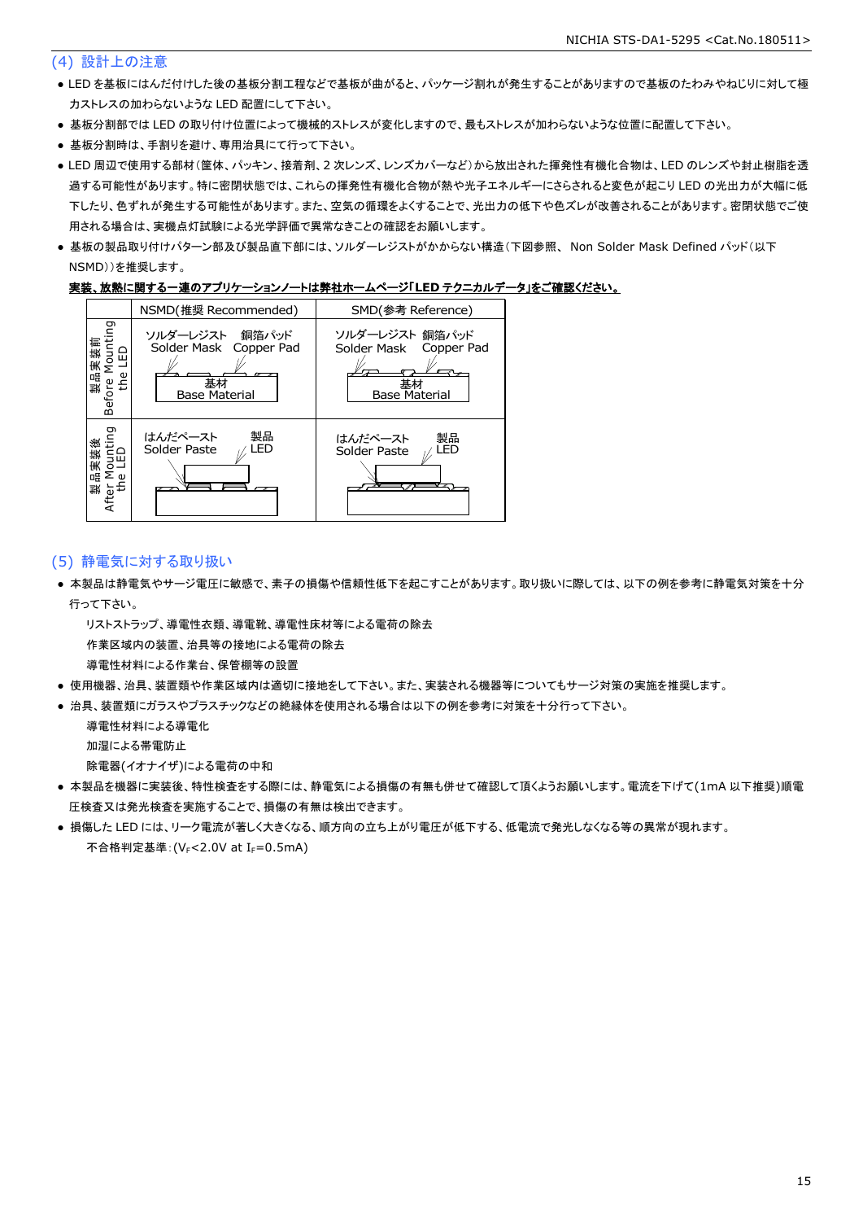## (4) 設計上の注意

- LED を基板にはんだ付けした後の基板分割工程などで基板が曲がると、パッケージ割れが発生することがありますので基板のたわみやねじりに対して極力ストレスの加わらないような LED 配置にして下さい。
- 基板分割部では LED の取り付け位置によって機械的ストレスが変化しますので、最もストレスが加わらないような位置に配置して下さい。
- 基板分割時は、手割りを避け、専用治具にて行って下さい。
- LED 周辺で使用する部材(筐体、パッキン、接着剤、2 次レンズ、レンズカバーなど)から放出された揮発性有機化合物は、LED のレンズや封止樹脂を透過する可能性があります。特に密閉状態では、これらの揮発性有機化合物が熱や光子エネルギーにさらされると変色が起こり LED の光出力が大幅に低下したり、色ずれが発生する可能性があります。また、空気の循環をよくすることで、光出力の低下や色ズレが改善されることがあります。密閉状態でご使用される場合は、実機点灯試験による光学評価で異常なきことの確認をお願いします。
- 基板の製品取り付けパターン部及び製品直下部には、ソルダーレジストがかからない構造(下図参照、 Non Solder Mask Defined パッド(以下 NSMD))を推奨します。

<u>**実装、放熱に関する一連のアプリケーションノートは弊社ホームページ「LED テクニカルデータ」をご確認ください。**</u>

| | NSMD(推奨 Recommended) | SMD(参考 Reference) |
|---|---|---|
| 製品実装前 Before Mounting the LED | ソルダーレジスト Solder Mask / 銅箔パッド Copper Pad / 基材 Base Material | ソルダーレジスト Solder Mask / 銅箔パッド Copper Pad / 基材 Base Material |
| 製品実装後 After Mounting the LED | はんだペースト Solder Paste / 製品 LED | はんだペースト Solder Paste / 製品 LED |

## (5) 静電気に対する取り扱い

- 本製品は静電気やサージ電圧に敏感で、素子の損傷や信頼性低下を起こすことがあります。取り扱いに際しては、以下の例を参考に静電気対策を十分行って下さい。

  リストストラップ、導電性衣類、導電靴、導電性床材等による電荷の除去

  作業区域内の装置、治具等の接地による電荷の除去

  導電性材料による作業台、保管棚等の設置
- 使用機器、治具、装置類や作業区域内は適切に接地をして下さい。また、実装される機器等についてもサージ対策の実施を推奨します。
- 治具、装置類にガラスやプラスチックなどの絶縁体を使用される場合は以下の例を参考に対策を十分行って下さい。

  導電性材料による導電化

  加湿による帯電防止

  除電器(イオナイザ)による電荷の中和
- 本製品を機器に実装後、特性検査をする際には、静電気による損傷の有無も併せて確認して頂くようお願いします。電流を下げて(1mA 以下推奨)順電圧検査又は発光検査を実施することで、損傷の有無は検出できます。
- 損傷した LED には、リーク電流が著しく大きくなる、順方向の立ち上がり電圧が低下する、低電流で発光しなくなる等の異常が現れます。

  不合格判定基準:($V_F$<2.0V at $I_F$=0.5mA)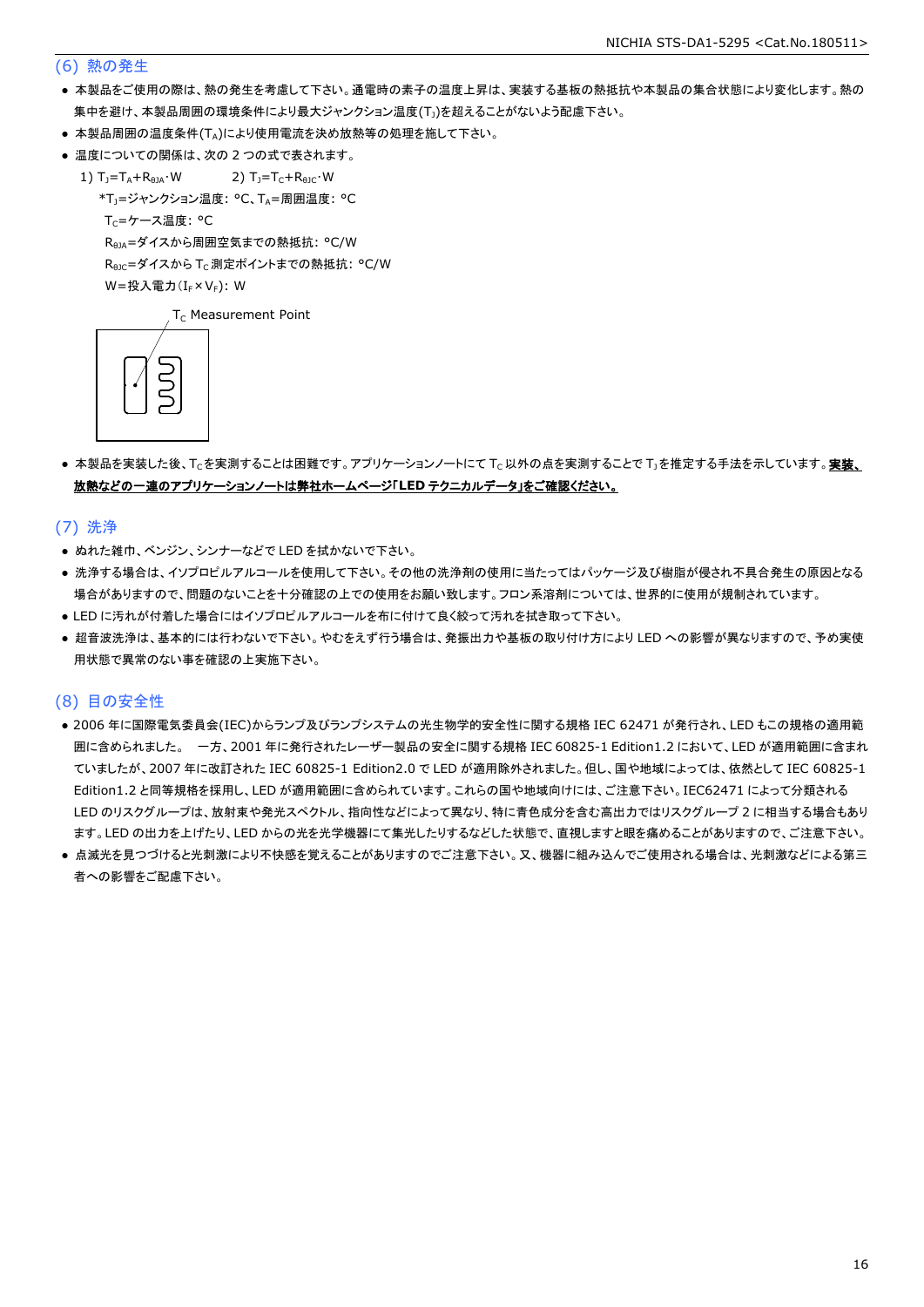## (6) 熱の発生

- 本製品をご使用の際は、熱の発生を考慮して下さい。通電時の素子の温度上昇は、実装する基板の熱抵抗や本製品の集合状態により変化します。熱の集中を避け、本製品周囲の環境条件により最大ジャンクション温度($T_J$)を超えることがないよう配慮下さい。
- 本製品周囲の温度条件($T_A$)により使用電流を決め放熱等の処理を施して下さい。
- 温度についての関係は、次の 2 つの式で表されます。

  1) $T_J=T_A+R_{\theta JA}\cdot W$　　2) $T_J=T_C+R_{\theta JC}\cdot W$

  *$T_J$=ジャンクション温度: °C、$T_A$=周囲温度: °C
  $T_C$=ケース温度: °C
  $R_{\theta JA}$=ダイスから周囲空気までの熱抵抗: °C/W
  $R_{\theta JC}$=ダイスから $T_C$ 測定ポイントまでの熱抵抗: °C/W
  W=投入電力($I_F\times V_F$): W

$T_C$ Measurement Point

- 本製品を実装した後、$T_C$を実測することは困難です。アプリケーションノートにて $T_C$ 以外の点を実測することで $T_J$を推定する手法を示しています。**実装、放熱などの一連のアプリケーションノートは弊社ホームページ「LED テクニカルデータ」をご確認ください。**

## (7) 洗浄

- ぬれた雑巾、ベンジン、シンナーなどで LED を拭かないで下さい。
- 洗浄する場合は、イソプロピルアルコールを使用して下さい。その他の洗浄剤の使用に当たってはパッケージ及び樹脂が侵され不具合発生の原因となる場合がありますので、問題のないことを十分確認の上での使用をお願い致します。フロン系溶剤については、世界的に使用が規制されています。
- LED に汚れが付着した場合にはイソプロピルアルコールを布に付けて良く絞って汚れを拭き取って下さい。
- 超音波洗浄は、基本的には行わないで下さい。やむをえず行う場合は、発振出力や基板の取り付け方により LED への影響が異なりますので、予め実使用状態で異常のない事を確認の上実施下さい。

## (8) 目の安全性

- 2006 年に国際電気委員会(IEC)からランプ及びランプシステムの光生物学的安全性に関する規格 IEC 62471 が発行され、LED もこの規格の適用範囲に含められました。　一方、2001 年に発行されたレーザー製品の安全に関する規格 IEC 60825-1 Edition1.2 において、LED が適用範囲に含まれていましたが、2007 年に改訂された IEC 60825-1 Edition2.0 で LED が適用除外されました。但し、国や地域によっては、依然として IEC 60825-1 Edition1.2 と同等規格を採用し、LED が適用範囲に含められています。これらの国や地域向けには、ご注意下さい。IEC62471 によって分類される LED のリスクグループは、放射束や発光スペクトル、指向性などによって異なり、特に青色成分を含む高出力ではリスクグループ 2 に相当する場合もあります。LED の出力を上げたり、LED からの光を光学機器にて集光したりするなどした状態で、直視しますと眼を痛めることがありますので、ご注意下さい。
- 点滅光を見つづけると光刺激により不快感を覚えることがありますのでご注意下さい。又、機器に組み込んでご使用される場合は、光刺激などによる第三者への影響をご配慮下さい。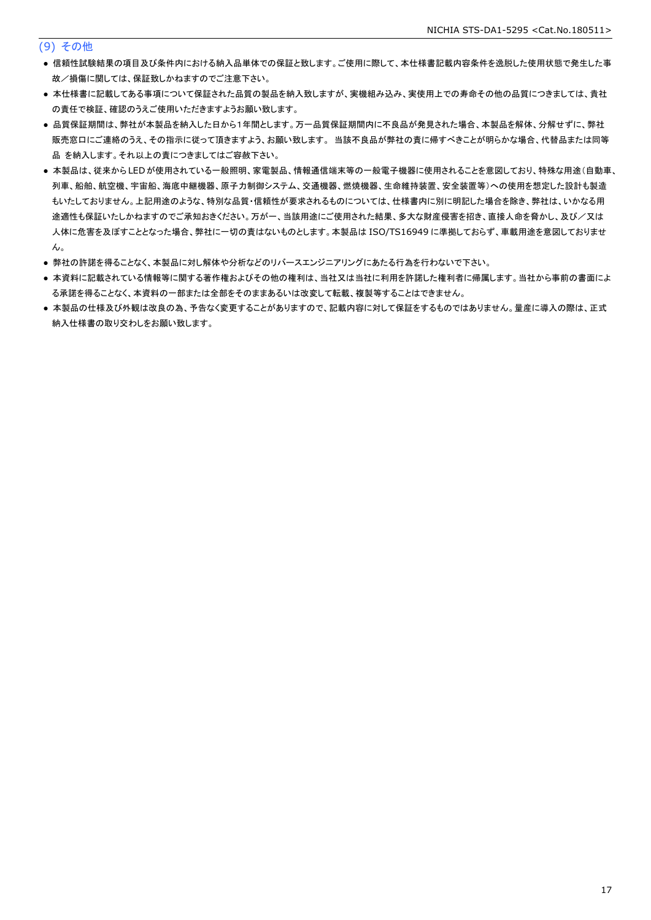### (9) その他

- 信頼性試験結果の項目及び条件内における納入品単体での保証と致します。ご使用に際して、本仕様書記載内容条件を逸脱した使用状態で発生した事故／損傷に関しては、保証致しかねますのでご注意下さい。
- 本仕様書に記載してある事項について保証された品質の製品を納入致しますが、実機組み込み、実使用上での寿命その他の品質につきましては、貴社の責任で検証、確認のうえご使用いただきますようお願い致します。
- 品質保証期間は、弊社が本製品を納入した日から1年間とします。万一品質保証期間内に不良品が発見された場合、本製品を解体、分解せずに、弊社販売窓口にご連絡のうえ、その指示に従って頂きますよう、お願い致します。 当該不良品が弊社の責に帰すべきことが明らかな場合、代替品または同等品 を納入します。それ以上の責につきましてはご容赦下さい。
- 本製品は、従来からLEDが使用されている一般照明、家電製品、情報通信端末等の一般電子機器に使用されることを意図しており、特殊な用途（自動車、列車、船舶、航空機、宇宙船、海底中継機器、原子力制御システム、交通機器、燃焼機器、生命維持装置、安全装置等）への使用を想定した設計も製造もいたしておりません。上記用途のような、特別な品質・信頼性が要求されるものについては、仕様書内に別に明記した場合を除き、弊社は、いかなる用途適性も保証いたしかねますのでご承知おきください。万が一、当該用途にご使用された結果、多大な財産侵害を招き、直接人命を脅かし、及び／又は人体に危害を及ぼすこととなった場合、弊社に一切の責はないものとします。本製品は ISO/TS16949 に準拠しておらず、車載用途を意図しておりません。
- 弊社の許諾を得ることなく、本製品に対し解体や分析などのリバースエンジニアリングにあたる行為を行わないで下さい。
- 本資料に記載されている情報等に関する著作権およびその他の権利は、当社又は当社に利用を許諾した権利者に帰属します。当社から事前の書面による承諾を得ることなく、本資料の一部または全部をそのままあるいは改変して転載、複製等することはできません。
- 本製品の仕様及び外観は改良の為、予告なく変更することがありますので、記載内容に対して保証をするものではありません。量産に導入の際は、正式納入仕様書の取り交わしをお願い致します。